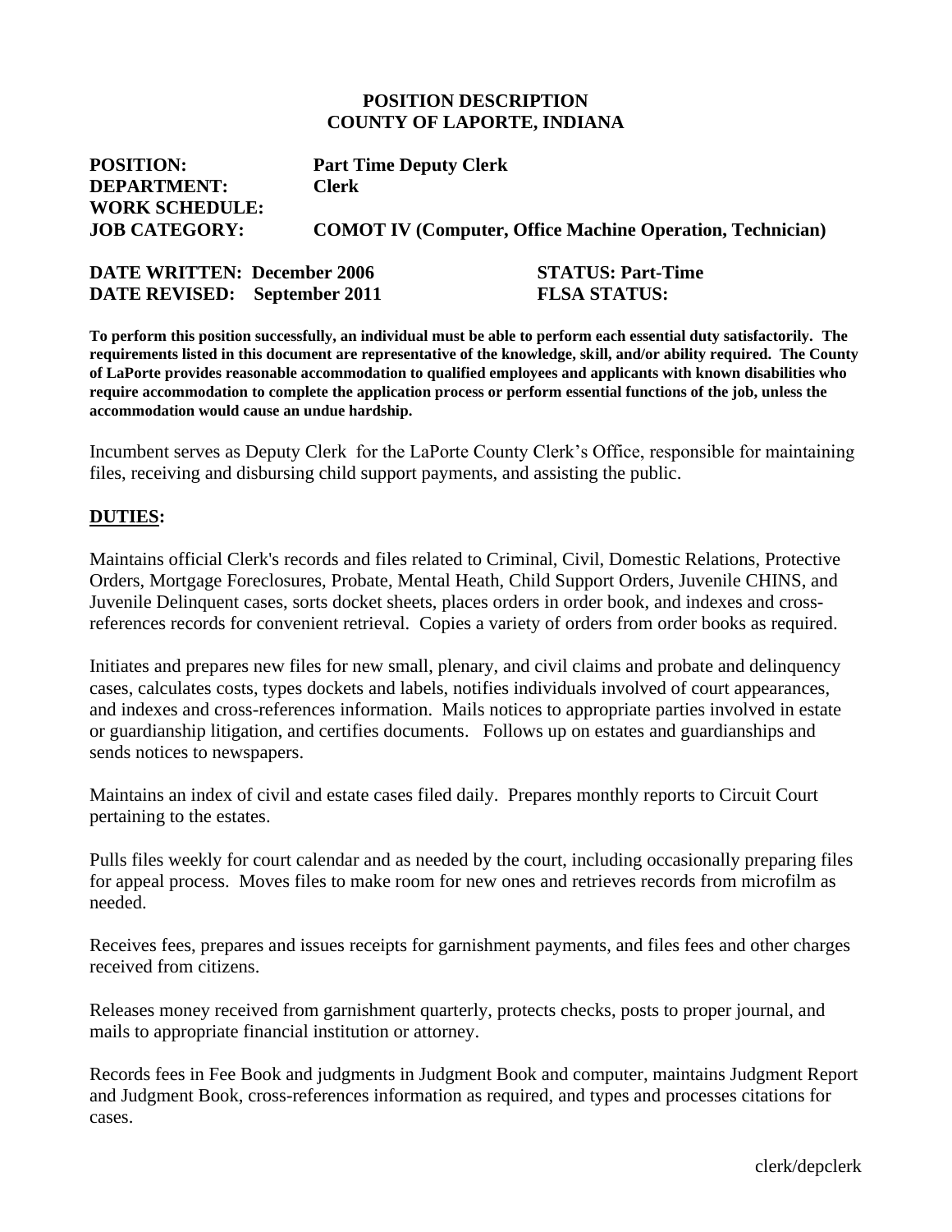**POSITION DESCRIPTION**
**COUNTY OF LAPORTE, INDIANA**

**POSITION:** **Part Time Deputy Clerk**
**DEPARTMENT:** **Clerk**
**WORK SCHEDULE:**
**JOB CATEGORY:** **COMOT IV (Computer, Office Machine Operation, Technician)**

**DATE WRITTEN: December 2006** **STATUS: Part-Time**
**DATE REVISED: September 2011** **FLSA STATUS:**

**To perform this position successfully, an individual must be able to perform each essential duty satisfactorily. The requirements listed in this document are representative of the knowledge, skill, and/or ability required. The County of LaPorte provides reasonable accommodation to qualified employees and applicants with known disabilities who require accommodation to complete the application process or perform essential functions of the job, unless the accommodation would cause an undue hardship.**

Incumbent serves as Deputy Clerk for the LaPorte County Clerk's Office, responsible for maintaining files, receiving and disbursing child support payments, and assisting the public.

## DUTIES:

Maintains official Clerk's records and files related to Criminal, Civil, Domestic Relations, Protective Orders, Mortgage Foreclosures, Probate, Mental Heath, Child Support Orders, Juvenile CHINS, and Juvenile Delinquent cases, sorts docket sheets, places orders in order book, and indexes and cross-references records for convenient retrieval. Copies a variety of orders from order books as required.

Initiates and prepares new files for new small, plenary, and civil claims and probate and delinquency cases, calculates costs, types dockets and labels, notifies individuals involved of court appearances, and indexes and cross-references information. Mails notices to appropriate parties involved in estate or guardianship litigation, and certifies documents. Follows up on estates and guardianships and sends notices to newspapers.

Maintains an index of civil and estate cases filed daily. Prepares monthly reports to Circuit Court pertaining to the estates.

Pulls files weekly for court calendar and as needed by the court, including occasionally preparing files for appeal process. Moves files to make room for new ones and retrieves records from microfilm as needed.

Receives fees, prepares and issues receipts for garnishment payments, and files fees and other charges received from citizens.

Releases money received from garnishment quarterly, protects checks, posts to proper journal, and mails to appropriate financial institution or attorney.

Records fees in Fee Book and judgments in Judgment Book and computer, maintains Judgment Report and Judgment Book, cross-references information as required, and types and processes citations for cases.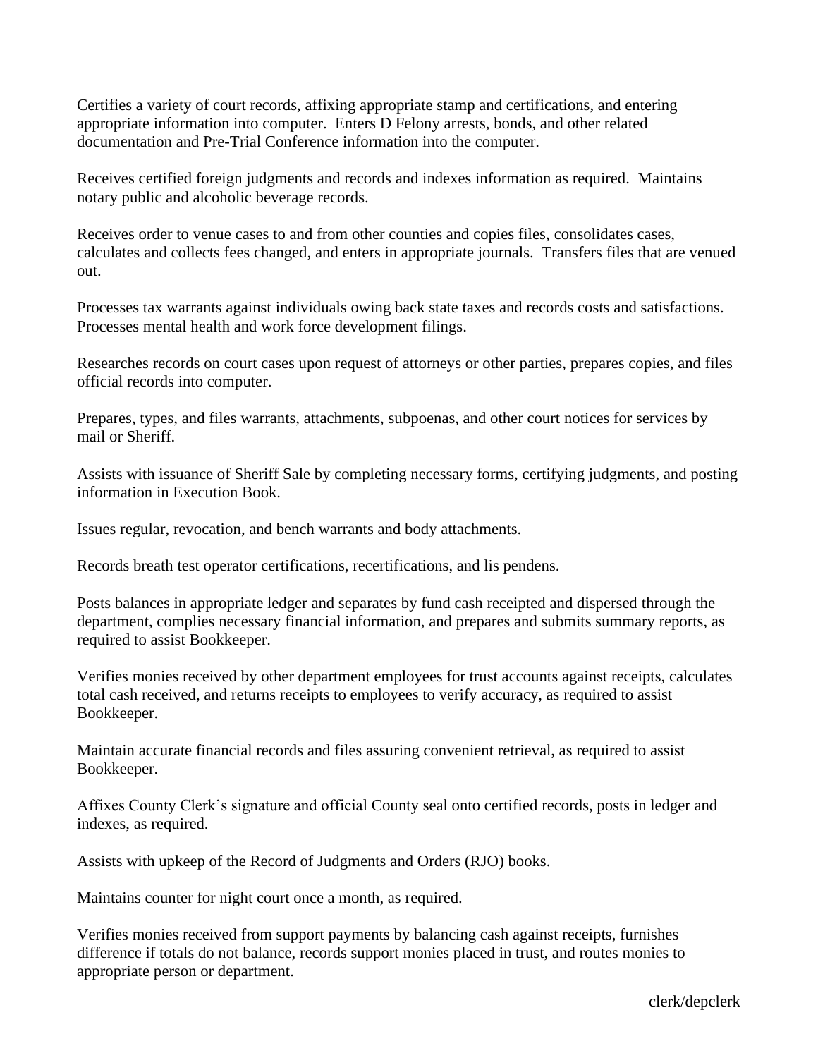Certifies a variety of court records, affixing appropriate stamp and certifications, and entering appropriate information into computer. Enters D Felony arrests, bonds, and other related documentation and Pre-Trial Conference information into the computer.

Receives certified foreign judgments and records and indexes information as required. Maintains notary public and alcoholic beverage records.

Receives order to venue cases to and from other counties and copies files, consolidates cases, calculates and collects fees changed, and enters in appropriate journals. Transfers files that are venued out.

Processes tax warrants against individuals owing back state taxes and records costs and satisfactions. Processes mental health and work force development filings.

Researches records on court cases upon request of attorneys or other parties, prepares copies, and files official records into computer.

Prepares, types, and files warrants, attachments, subpoenas, and other court notices for services by mail or Sheriff.

Assists with issuance of Sheriff Sale by completing necessary forms, certifying judgments, and posting information in Execution Book.

Issues regular, revocation, and bench warrants and body attachments.

Records breath test operator certifications, recertifications, and lis pendens.

Posts balances in appropriate ledger and separates by fund cash receipted and dispersed through the department, complies necessary financial information, and prepares and submits summary reports, as required to assist Bookkeeper.

Verifies monies received by other department employees for trust accounts against receipts, calculates total cash received, and returns receipts to employees to verify accuracy, as required to assist Bookkeeper.

Maintain accurate financial records and files assuring convenient retrieval, as required to assist Bookkeeper.

Affixes County Clerk's signature and official County seal onto certified records, posts in ledger and indexes, as required.

Assists with upkeep of the Record of Judgments and Orders (RJO) books.

Maintains counter for night court once a month, as required.

Verifies monies received from support payments by balancing cash against receipts, furnishes difference if totals do not balance, records support monies placed in trust, and routes monies to appropriate person or department.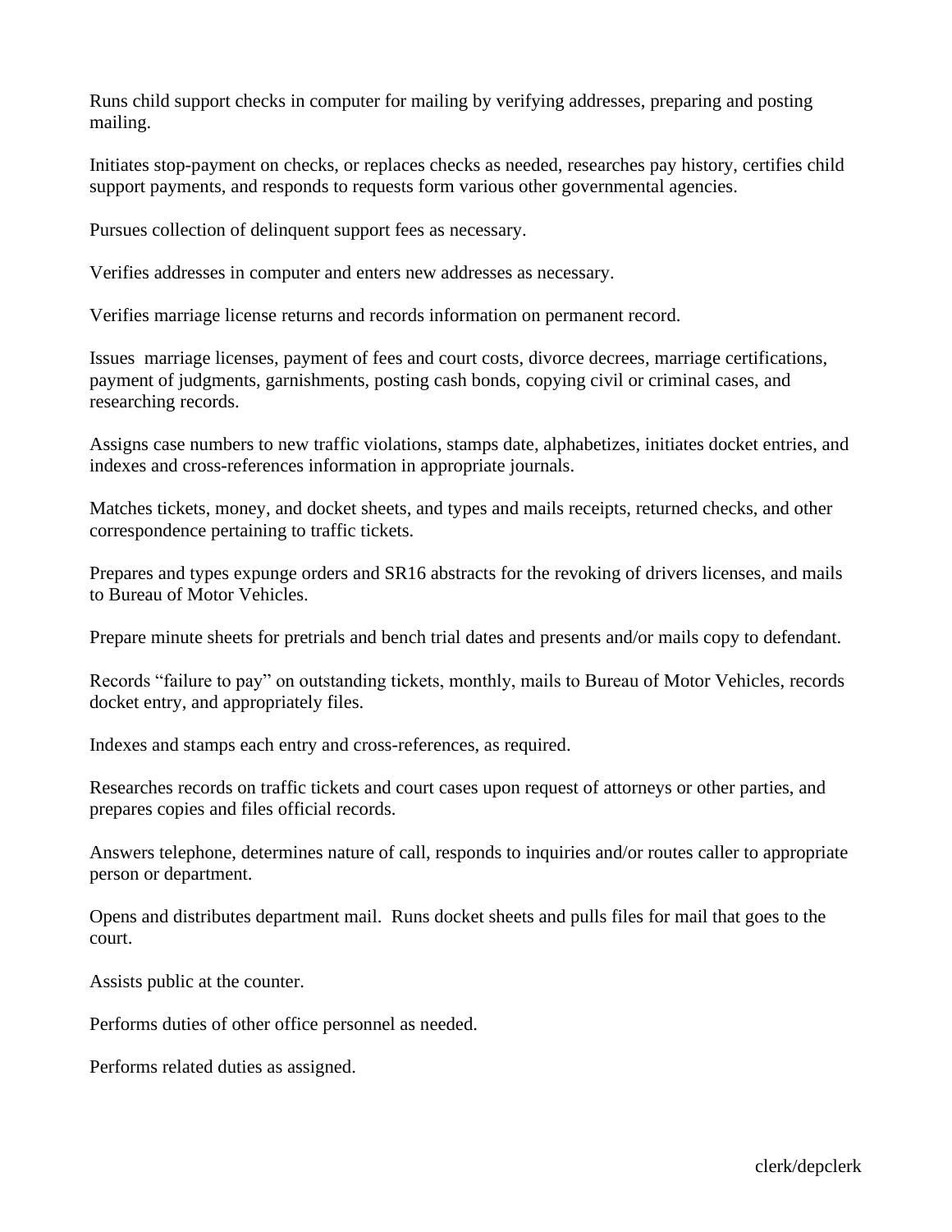Runs child support checks in computer for mailing by verifying addresses, preparing and posting mailing.

Initiates stop-payment on checks, or replaces checks as needed, researches pay history, certifies child support payments, and responds to requests form various other governmental agencies.

Pursues collection of delinquent support fees as necessary.

Verifies addresses in computer and enters new addresses as necessary.

Verifies marriage license returns and records information on permanent record.

Issues marriage licenses, payment of fees and court costs, divorce decrees, marriage certifications, payment of judgments, garnishments, posting cash bonds, copying civil or criminal cases, and researching records.

Assigns case numbers to new traffic violations, stamps date, alphabetizes, initiates docket entries, and indexes and cross-references information in appropriate journals.

Matches tickets, money, and docket sheets, and types and mails receipts, returned checks, and other correspondence pertaining to traffic tickets.

Prepares and types expunge orders and SR16 abstracts for the revoking of drivers licenses, and mails to Bureau of Motor Vehicles.

Prepare minute sheets for pretrials and bench trial dates and presents and/or mails copy to defendant.

Records "failure to pay" on outstanding tickets, monthly, mails to Bureau of Motor Vehicles, records docket entry, and appropriately files.

Indexes and stamps each entry and cross-references, as required.

Researches records on traffic tickets and court cases upon request of attorneys or other parties, and prepares copies and files official records.

Answers telephone, determines nature of call, responds to inquiries and/or routes caller to appropriate person or department.

Opens and distributes department mail. Runs docket sheets and pulls files for mail that goes to the court.

Assists public at the counter.

Performs duties of other office personnel as needed.

Performs related duties as assigned.

clerk/depclerk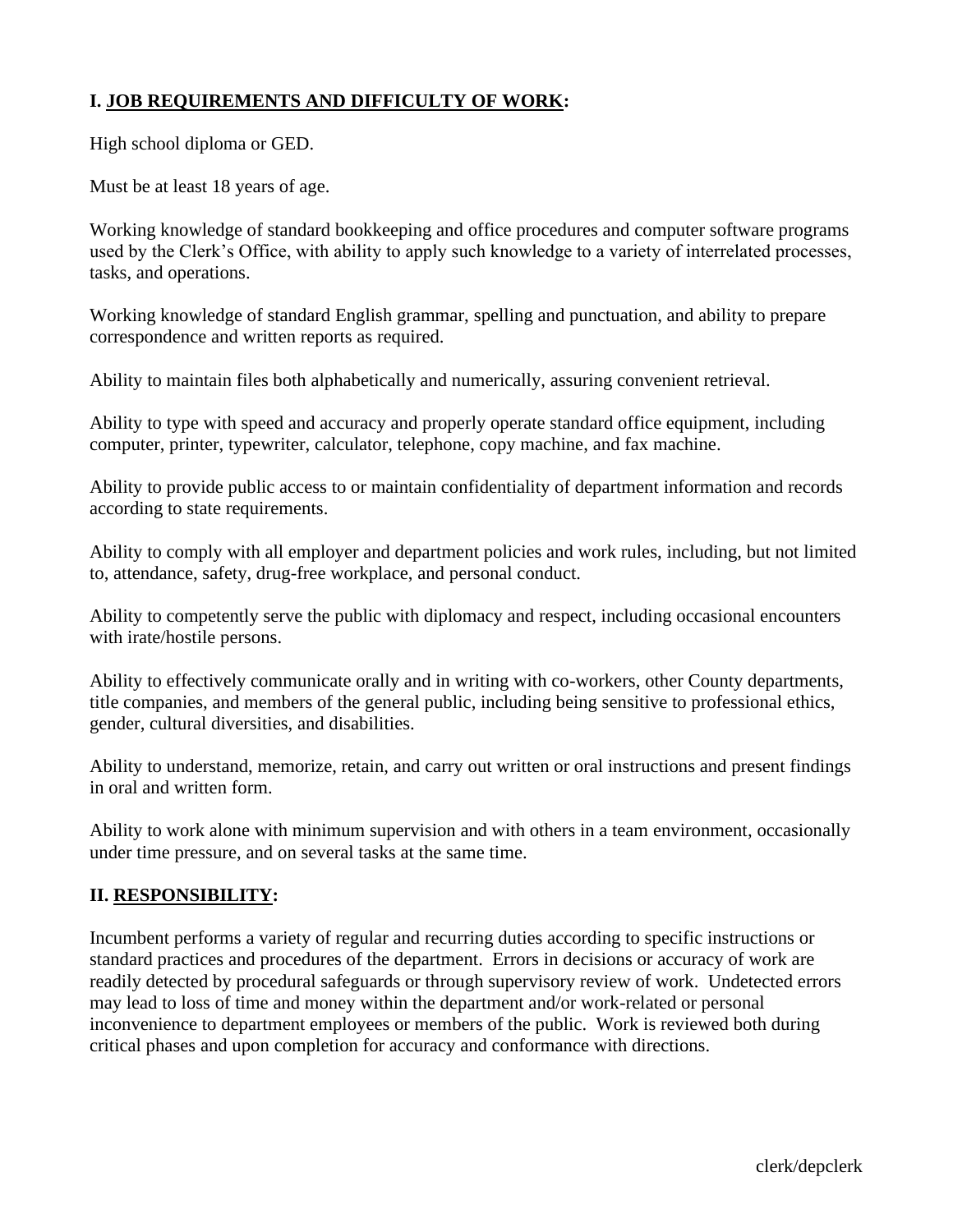## I. <u>JOB REQUIREMENTS AND DIFFICULTY OF WORK</u>:

High school diploma or GED.

Must be at least 18 years of age.

Working knowledge of standard bookkeeping and office procedures and computer software programs used by the Clerk's Office, with ability to apply such knowledge to a variety of interrelated processes, tasks, and operations.

Working knowledge of standard English grammar, spelling and punctuation, and ability to prepare correspondence and written reports as required.

Ability to maintain files both alphabetically and numerically, assuring convenient retrieval.

Ability to type with speed and accuracy and properly operate standard office equipment, including computer, printer, typewriter, calculator, telephone, copy machine, and fax machine.

Ability to provide public access to or maintain confidentiality of department information and records according to state requirements.

Ability to comply with all employer and department policies and work rules, including, but not limited to, attendance, safety, drug-free workplace, and personal conduct.

Ability to competently serve the public with diplomacy and respect, including occasional encounters with irate/hostile persons.

Ability to effectively communicate orally and in writing with co-workers, other County departments, title companies, and members of the general public, including being sensitive to professional ethics, gender, cultural diversities, and disabilities.

Ability to understand, memorize, retain, and carry out written or oral instructions and present findings in oral and written form.

Ability to work alone with minimum supervision and with others in a team environment, occasionally under time pressure, and on several tasks at the same time.

## II. <u>RESPONSIBILITY</u>:

Incumbent performs a variety of regular and recurring duties according to specific instructions or standard practices and procedures of the department. Errors in decisions or accuracy of work are readily detected by procedural safeguards or through supervisory review of work. Undetected errors may lead to loss of time and money within the department and/or work-related or personal inconvenience to department employees or members of the public. Work is reviewed both during critical phases and upon completion for accuracy and conformance with directions.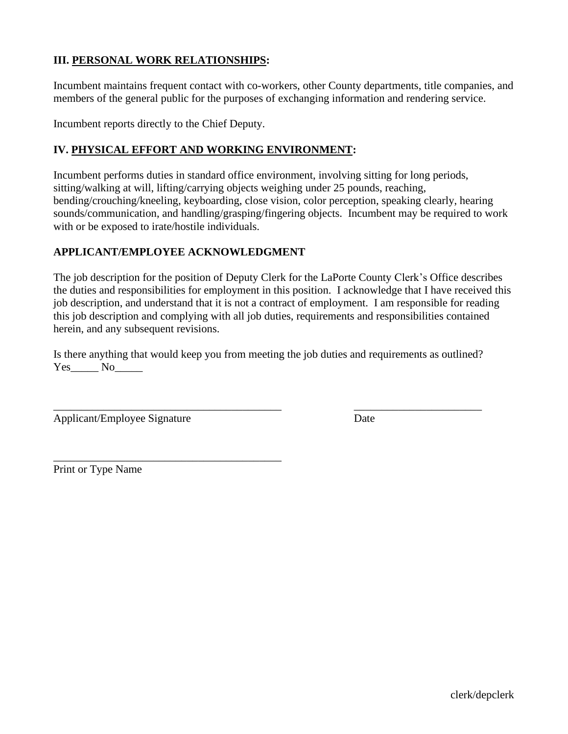### III. <u>PERSONAL WORK RELATIONSHIPS</u>:

Incumbent maintains frequent contact with co-workers, other County departments, title companies, and members of the general public for the purposes of exchanging information and rendering service.

Incumbent reports directly to the Chief Deputy.

### IV. <u>PHYSICAL EFFORT AND WORKING ENVIRONMENT</u>:

Incumbent performs duties in standard office environment, involving sitting for long periods, sitting/walking at will, lifting/carrying objects weighing under 25 pounds, reaching, bending/crouching/kneeling, keyboarding, close vision, color perception, speaking clearly, hearing sounds/communication, and handling/grasping/fingering objects. Incumbent may be required to work with or be exposed to irate/hostile individuals.

### APPLICANT/EMPLOYEE ACKNOWLEDGMENT

The job description for the position of Deputy Clerk for the LaPorte County Clerk's Office describes the duties and responsibilities for employment in this position. I acknowledge that I have received this job description, and understand that it is not a contract of employment. I am responsible for reading this job description and complying with all job duties, requirements and responsibilities contained herein, and any subsequent revisions.

Is there anything that would keep you from meeting the job duties and requirements as outlined?
Yes_____ No_____

___________________________________________ ________________________
Applicant/Employee Signature Date

___________________________________________
Print or Type Name

clerk/depclerk